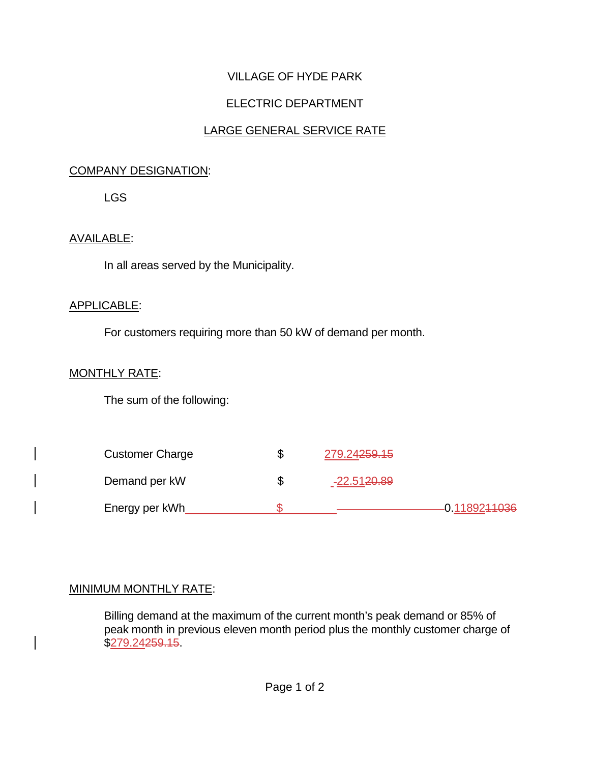VILLAGE OF HYDE PARK

ELECTRIC DEPARTMENT

LARGE GENERAL SERVICE RATE

COMPANY DESIGNATION:

LGS

AVAILABLE:

In all areas served by the Municipality.

APPLICABLE:

For customers requiring more than 50 kW of demand per month.

MONTHLY RATE:

The sum of the following:

| | | |
|---|---|---|
| Customer Charge | $ | 279.24~~259.15~~ |
| Demand per kW | $ | -22.51~~20.89~~ |
| Energy per kWh | $ | 0.11892~~11036~~ |

MINIMUM MONTHLY RATE:

Billing demand at the maximum of the current month's peak demand or 85% of peak month in previous eleven month period plus the monthly customer charge of $279.24~~259.15~~.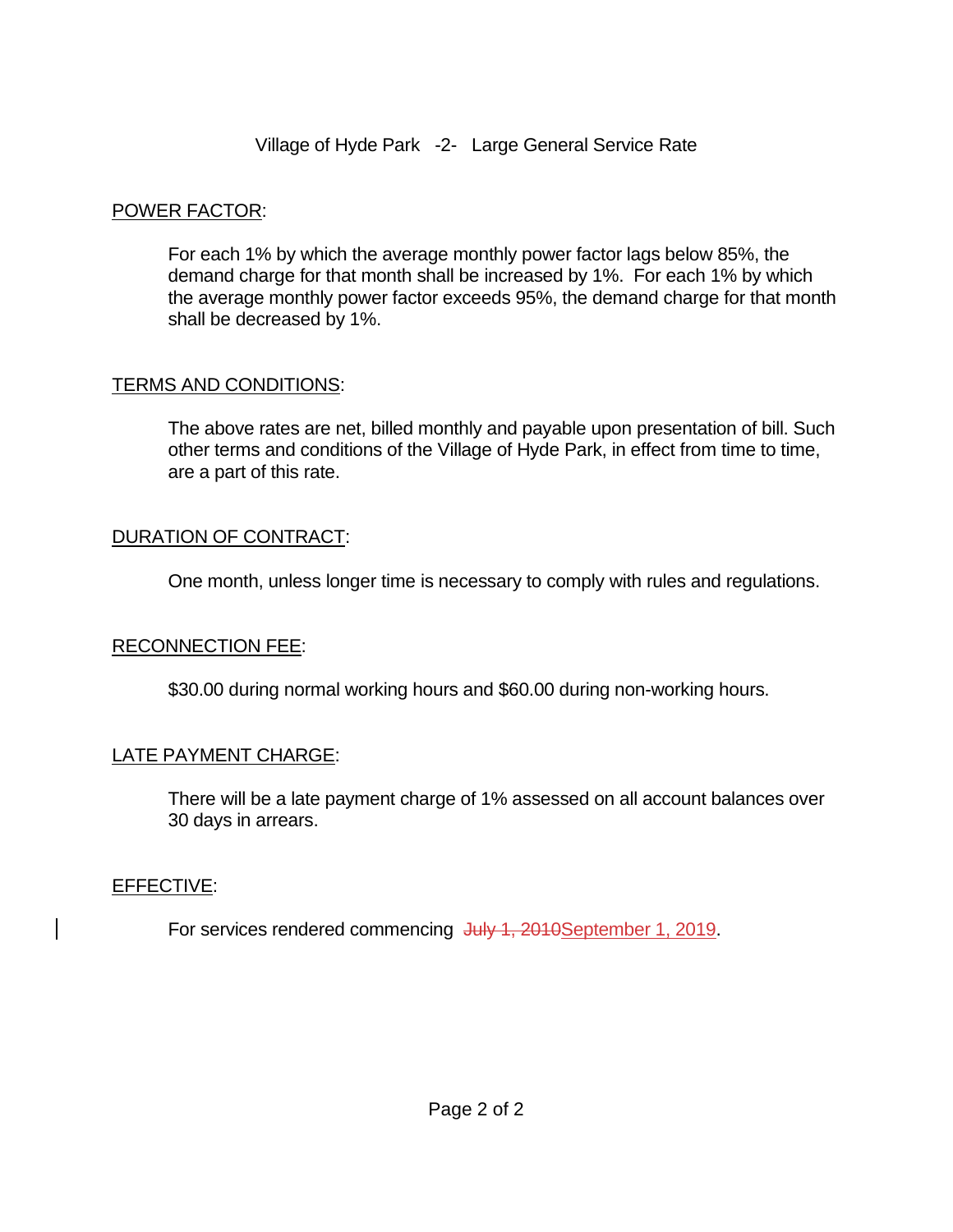## POWER FACTOR:

For each 1% by which the average monthly power factor lags below 85%, the demand charge for that month shall be increased by 1%. For each 1% by which the average monthly power factor exceeds 95%, the demand charge for that month shall be decreased by 1%.

## TERMS AND CONDITIONS:

The above rates are net, billed monthly and payable upon presentation of bill. Such other terms and conditions of the Village of Hyde Park, in effect from time to time, are a part of this rate.

## DURATION OF CONTRACT:

One month, unless longer time is necessary to comply with rules and regulations.

## RECONNECTION FEE:

$30.00 during normal working hours and $60.00 during non-working hours.

## LATE PAYMENT CHARGE:

There will be a late payment charge of 1% assessed on all account balances over 30 days in arrears.

## EFFECTIVE:

For services rendered commencing ~~July 1, 2010~~September 1, 2019.